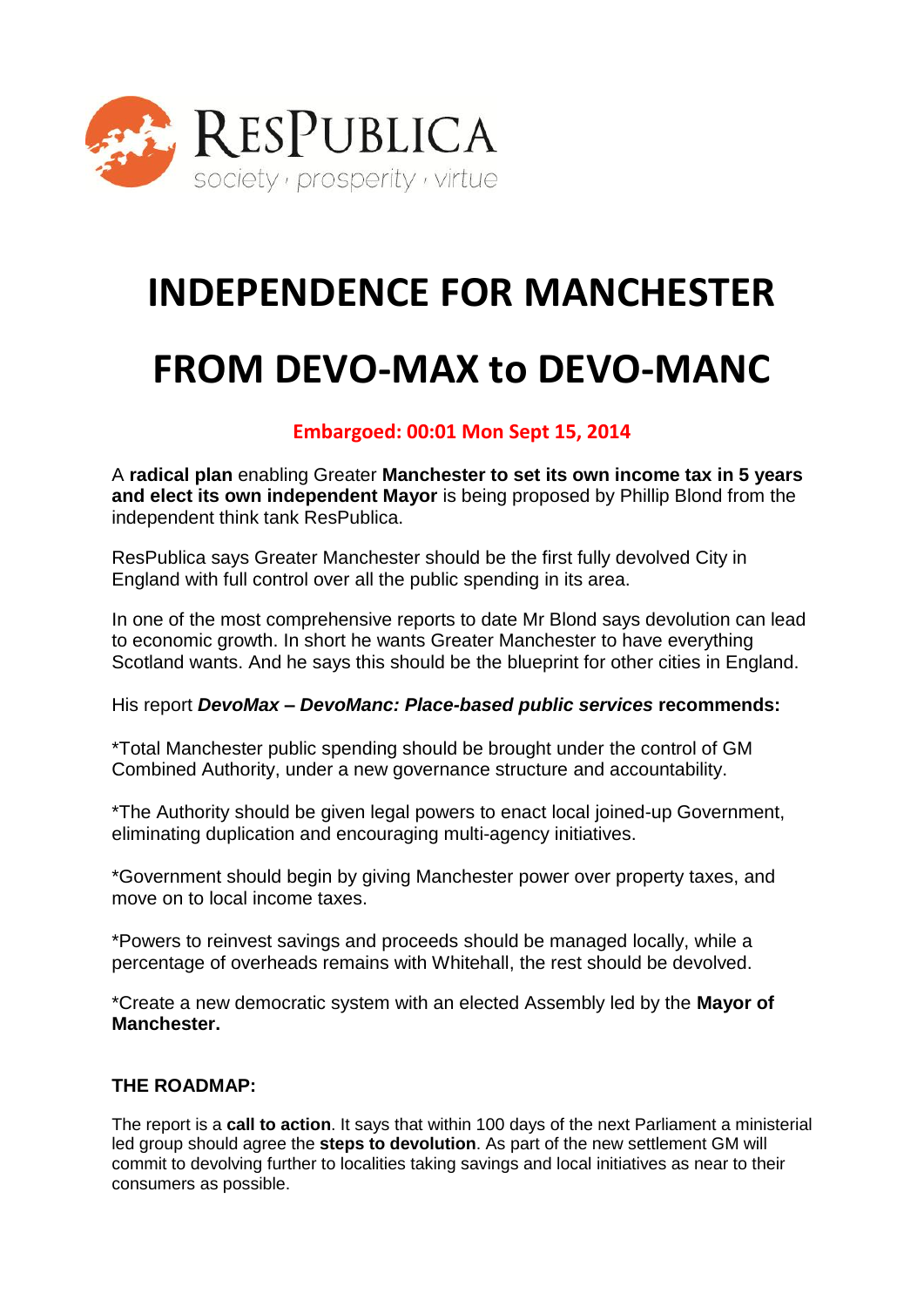RESPUBLICA

society · prosperity · virtue

# INDEPENDENCE FOR MANCHESTER

# FROM DEVO-MAX to DEVO-MANC

**Embargoed: 00:01 Mon Sept 15, 2014**

A **radical plan** enabling Greater **Manchester to set its own income tax in 5 years and elect its own independent Mayor** is being proposed by Phillip Blond from the independent think tank ResPublica.

ResPublica says Greater Manchester should be the first fully devolved City in England with full control over all the public spending in its area.

In one of the most comprehensive reports to date Mr Blond says devolution can lead to economic growth. In short he wants Greater Manchester to have everything Scotland wants. And he says this should be the blueprint for other cities in England.

His report ***DevoMax – DevoManc: Place-based public services* recommends:**

*Total Manchester public spending should be brought under the control of GM Combined Authority, under a new governance structure and accountability.

*The Authority should be given legal powers to enact local joined-up Government, eliminating duplication and encouraging multi-agency initiatives.

*Government should begin by giving Manchester power over property taxes, and move on to local income taxes.

*Powers to reinvest savings and proceeds should be managed locally, while a percentage of overheads remains with Whitehall, the rest should be devolved.

*Create a new democratic system with an elected Assembly led by the **Mayor of Manchester.**

**THE ROADMAP:**

The report is a **call to action**. It says that within 100 days of the next Parliament a ministerial led group should agree the **steps to devolution**. As part of the new settlement GM will commit to devolving further to localities taking savings and local initiatives as near to their consumers as possible.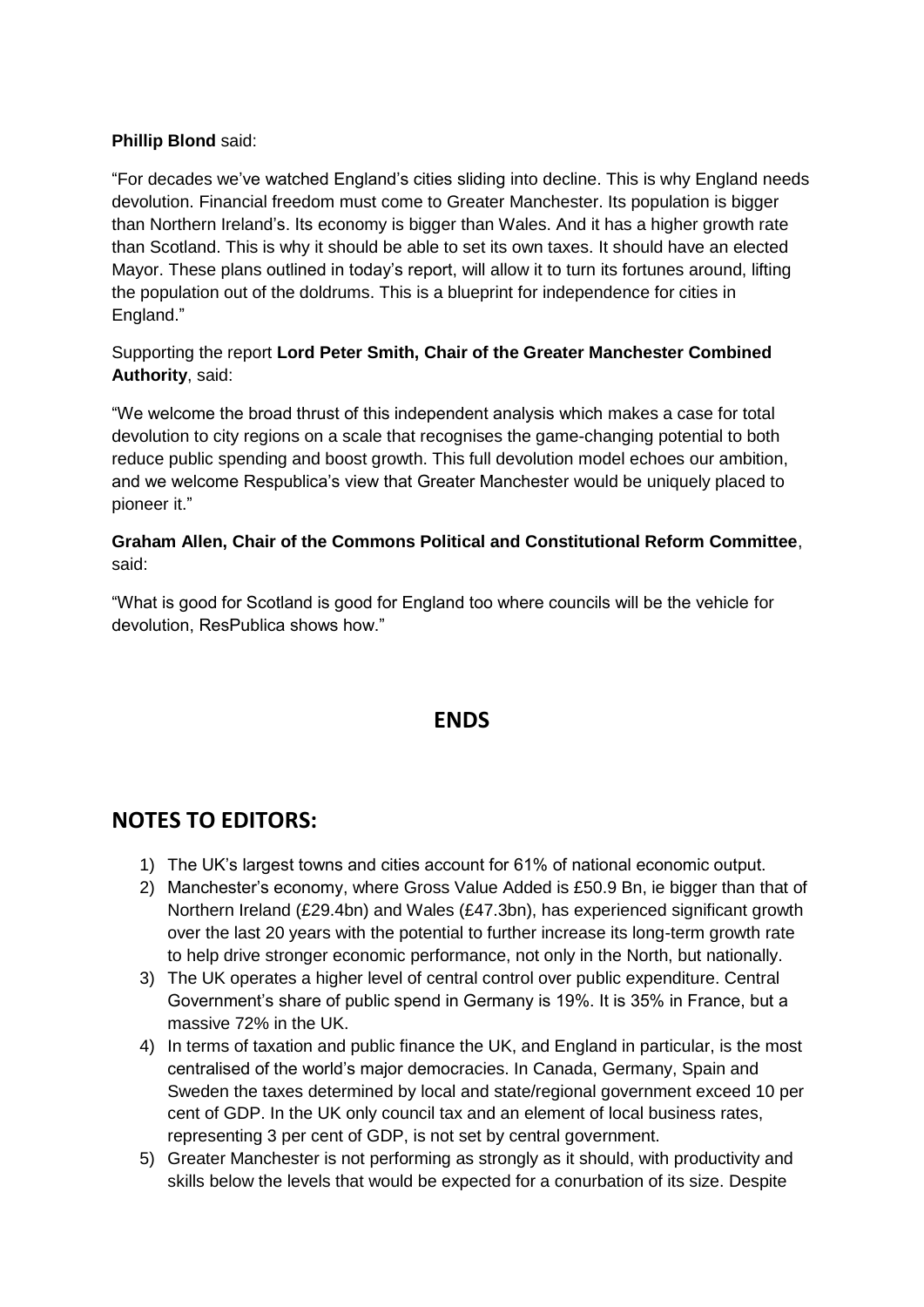**Phillip Blond** said:

"For decades we've watched England's cities sliding into decline. This is why England needs devolution. Financial freedom must come to Greater Manchester. Its population is bigger than Northern Ireland's. Its economy is bigger than Wales. And it has a higher growth rate than Scotland. This is why it should be able to set its own taxes. It should have an elected Mayor. These plans outlined in today's report, will allow it to turn its fortunes around, lifting the population out of the doldrums. This is a blueprint for independence for cities in England."

Supporting the report **Lord Peter Smith, Chair of the Greater Manchester Combined Authority**, said:

"We welcome the broad thrust of this independent analysis which makes a case for total devolution to city regions on a scale that recognises the game-changing potential to both reduce public spending and boost growth. This full devolution model echoes our ambition, and we welcome Respublica's view that Greater Manchester would be uniquely placed to pioneer it."

**Graham Allen, Chair of the Commons Political and Constitutional Reform Committee**, said:

"What is good for Scotland is good for England too where councils will be the vehicle for devolution, ResPublica shows how."

**ENDS**

## NOTES TO EDITORS:

1) The UK's largest towns and cities account for 61% of national economic output.
2) Manchester's economy, where Gross Value Added is £50.9 Bn, ie bigger than that of Northern Ireland (£29.4bn) and Wales (£47.3bn), has experienced significant growth over the last 20 years with the potential to further increase its long-term growth rate to help drive stronger economic performance, not only in the North, but nationally.
3) The UK operates a higher level of central control over public expenditure. Central Government's share of public spend in Germany is 19%. It is 35% in France, but a massive 72% in the UK.
4) In terms of taxation and public finance the UK, and England in particular, is the most centralised of the world's major democracies. In Canada, Germany, Spain and Sweden the taxes determined by local and state/regional government exceed 10 per cent of GDP. In the UK only council tax and an element of local business rates, representing 3 per cent of GDP, is not set by central government.
5) Greater Manchester is not performing as strongly as it should, with productivity and skills below the levels that would be expected for a conurbation of its size. Despite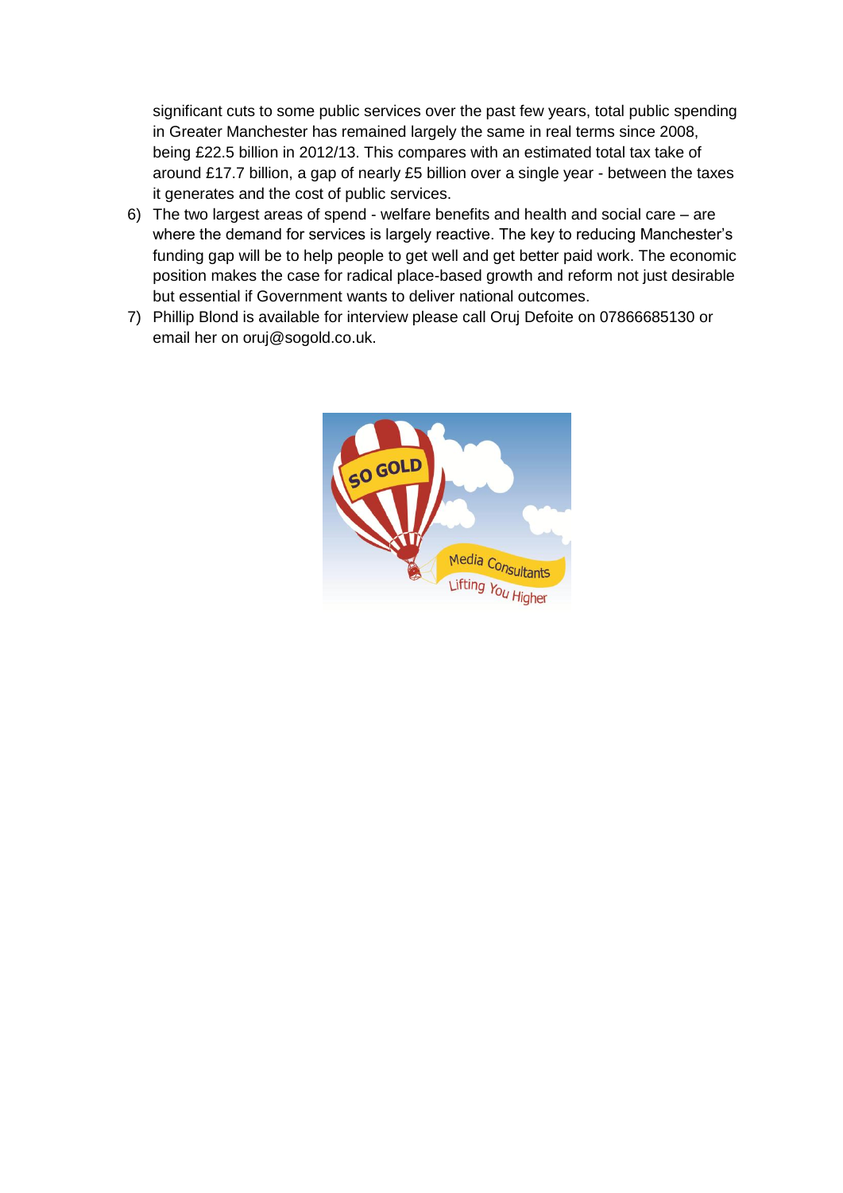significant cuts to some public services over the past few years, total public spending in Greater Manchester has remained largely the same in real terms since 2008, being £22.5 billion in 2012/13. This compares with an estimated total tax take of around £17.7 billion, a gap of nearly £5 billion over a single year - between the taxes it generates and the cost of public services.

6) The two largest areas of spend - welfare benefits and health and social care – are where the demand for services is largely reactive. The key to reducing Manchester's funding gap will be to help people to get well and get better paid work. The economic position makes the case for radical place-based growth and reform not just desirable but essential if Government wants to deliver national outcomes.
7) Phillip Blond is available for interview please call Oruj Defoite on 07866685130 or email her on oruj@sogold.co.uk.